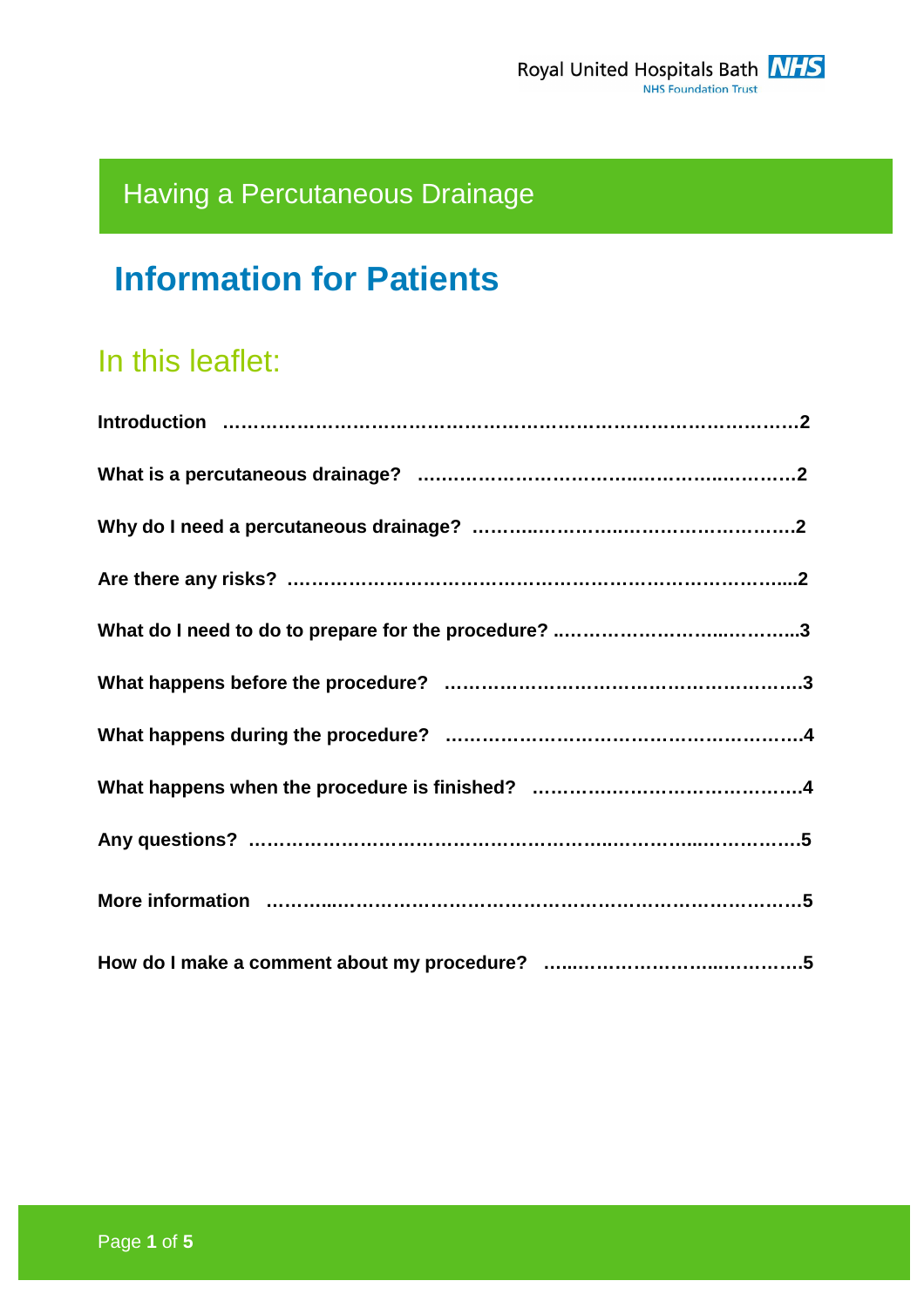Royal United Hospitals Bath NHS Foundation Trust

# Having a Percutaneous Drainage

## Information for Patients

## In this leaflet:

**Introduction ……………………………………………………………………………2**

**What is a percutaneous drainage? ……………………………………………………2**

**Why do I need a percutaneous drainage? ………………………………………………2**

**Are there any risks? ……………………………………………………………………2**

**What do I need to do to prepare for the procedure? ……………………………………3**

**What happens before the procedure? …………………………………………………3**

**What happens during the procedure? …………………………………………………4**

**What happens when the procedure is finished? ………………………………………4**

**Any questions? …………………………………………………………………………5**

**More information ………………………………………………………………………5**

**How do I make a comment about my procedure? ……………………………………5**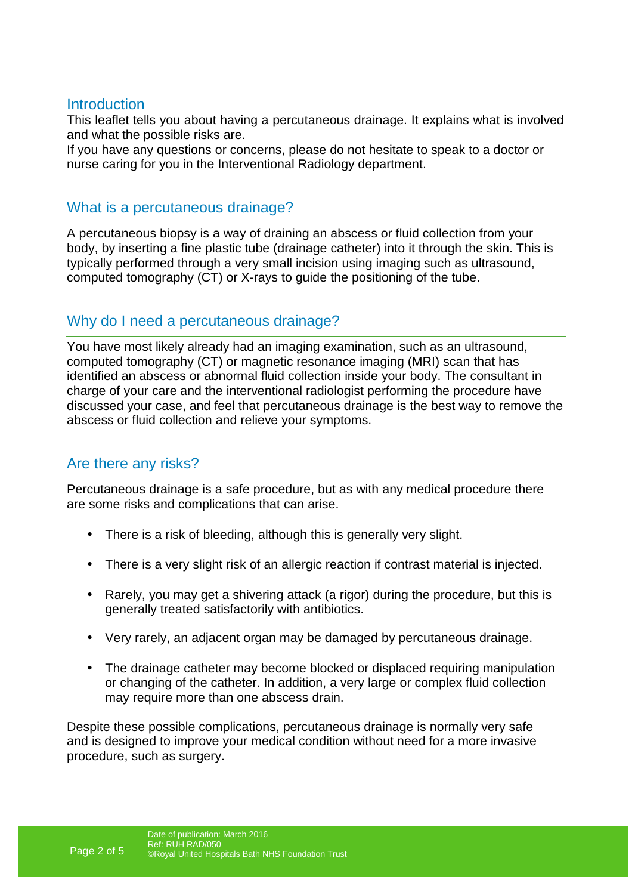## Introduction

This leaflet tells you about having a percutaneous drainage. It explains what is involved and what the possible risks are.

If you have any questions or concerns, please do not hesitate to speak to a doctor or nurse caring for you in the Interventional Radiology department.

## What is a percutaneous drainage?

A percutaneous biopsy is a way of draining an abscess or fluid collection from your body, by inserting a fine plastic tube (drainage catheter) into it through the skin. This is typically performed through a very small incision using imaging such as ultrasound, computed tomography (CT) or X-rays to guide the positioning of the tube.

## Why do I need a percutaneous drainage?

You have most likely already had an imaging examination, such as an ultrasound, computed tomography (CT) or magnetic resonance imaging (MRI) scan that has identified an abscess or abnormal fluid collection inside your body. The consultant in charge of your care and the interventional radiologist performing the procedure have discussed your case, and feel that percutaneous drainage is the best way to remove the abscess or fluid collection and relieve your symptoms.

## Are there any risks?

Percutaneous drainage is a safe procedure, but as with any medical procedure there are some risks and complications that can arise.

- There is a risk of bleeding, although this is generally very slight.
- There is a very slight risk of an allergic reaction if contrast material is injected.
- Rarely, you may get a shivering attack (a rigor) during the procedure, but this is generally treated satisfactorily with antibiotics.
- Very rarely, an adjacent organ may be damaged by percutaneous drainage.
- The drainage catheter may become blocked or displaced requiring manipulation or changing of the catheter. In addition, a very large or complex fluid collection may require more than one abscess drain.

Despite these possible complications, percutaneous drainage is normally very safe and is designed to improve your medical condition without need for a more invasive procedure, such as surgery.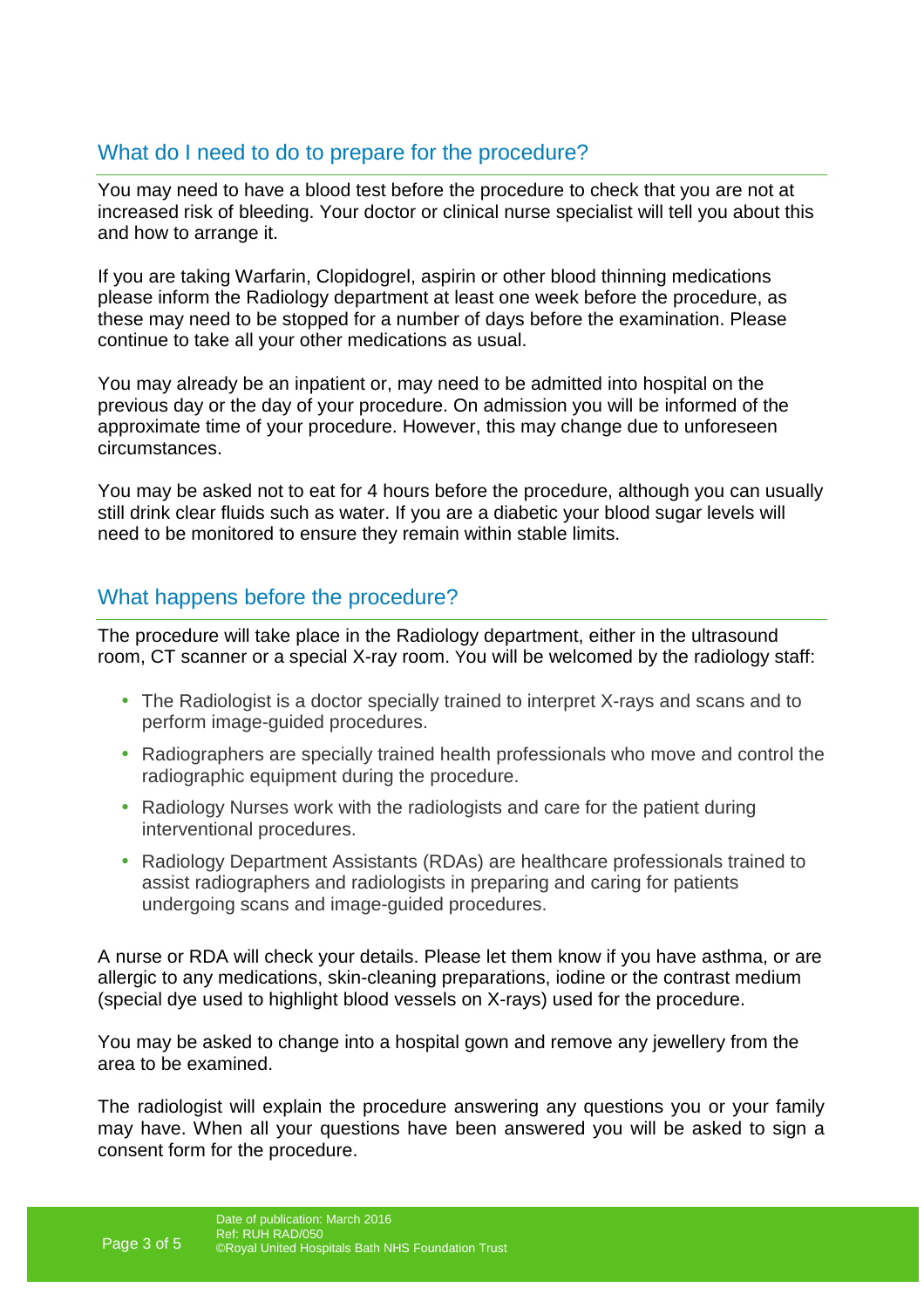## What do I need to do to prepare for the procedure?

You may need to have a blood test before the procedure to check that you are not at increased risk of bleeding. Your doctor or clinical nurse specialist will tell you about this and how to arrange it.

If you are taking Warfarin, Clopidogrel, aspirin or other blood thinning medications please inform the Radiology department at least one week before the procedure, as these may need to be stopped for a number of days before the examination. Please continue to take all your other medications as usual.

You may already be an inpatient or, may need to be admitted into hospital on the previous day or the day of your procedure. On admission you will be informed of the approximate time of your procedure. However, this may change due to unforeseen circumstances.

You may be asked not to eat for 4 hours before the procedure, although you can usually still drink clear fluids such as water. If you are a diabetic your blood sugar levels will need to be monitored to ensure they remain within stable limits.

## What happens before the procedure?

The procedure will take place in the Radiology department, either in the ultrasound room, CT scanner or a special X-ray room. You will be welcomed by the radiology staff:

- The Radiologist is a doctor specially trained to interpret X-rays and scans and to perform image-guided procedures.
- Radiographers are specially trained health professionals who move and control the radiographic equipment during the procedure.
- Radiology Nurses work with the radiologists and care for the patient during interventional procedures.
- Radiology Department Assistants (RDAs) are healthcare professionals trained to assist radiographers and radiologists in preparing and caring for patients undergoing scans and image-guided procedures.

A nurse or RDA will check your details. Please let them know if you have asthma, or are allergic to any medications, skin-cleaning preparations, iodine or the contrast medium (special dye used to highlight blood vessels on X-rays) used for the procedure.

You may be asked to change into a hospital gown and remove any jewellery from the area to be examined.

The radiologist will explain the procedure answering any questions you or your family may have. When all your questions have been answered you will be asked to sign a consent form for the procedure.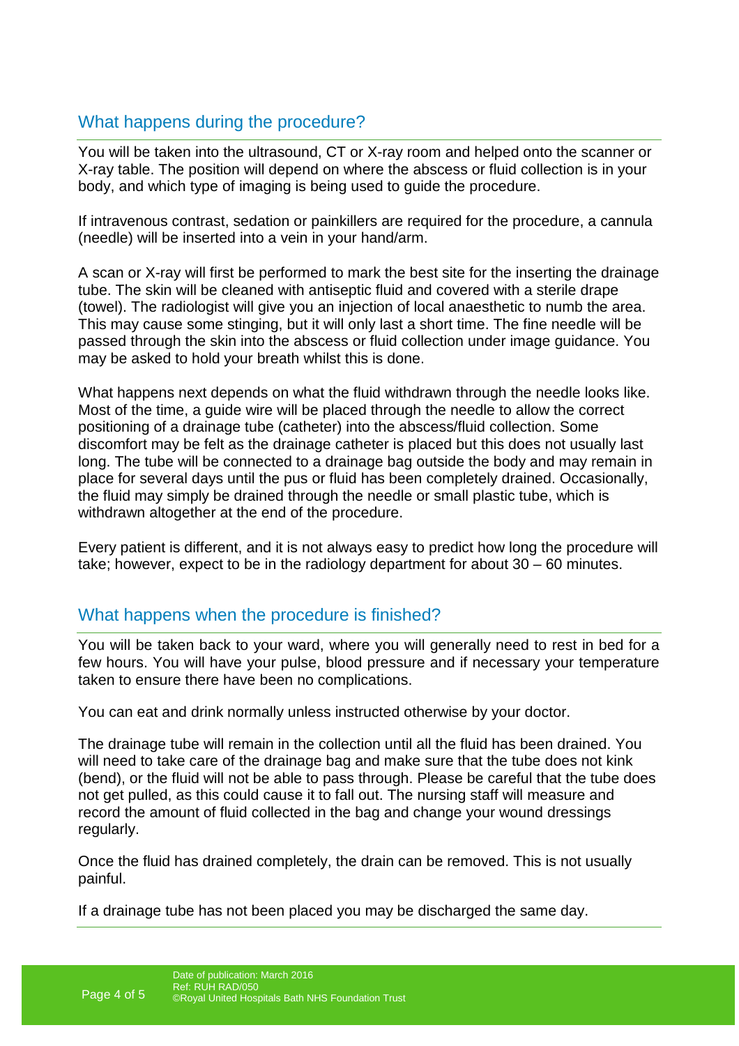## What happens during the procedure?

You will be taken into the ultrasound, CT or X-ray room and helped onto the scanner or X-ray table. The position will depend on where the abscess or fluid collection is in your body, and which type of imaging is being used to guide the procedure.

If intravenous contrast, sedation or painkillers are required for the procedure, a cannula (needle) will be inserted into a vein in your hand/arm.

A scan or X-ray will first be performed to mark the best site for the inserting the drainage tube. The skin will be cleaned with antiseptic fluid and covered with a sterile drape (towel). The radiologist will give you an injection of local anaesthetic to numb the area. This may cause some stinging, but it will only last a short time. The fine needle will be passed through the skin into the abscess or fluid collection under image guidance. You may be asked to hold your breath whilst this is done.

What happens next depends on what the fluid withdrawn through the needle looks like. Most of the time, a guide wire will be placed through the needle to allow the correct positioning of a drainage tube (catheter) into the abscess/fluid collection. Some discomfort may be felt as the drainage catheter is placed but this does not usually last long. The tube will be connected to a drainage bag outside the body and may remain in place for several days until the pus or fluid has been completely drained. Occasionally, the fluid may simply be drained through the needle or small plastic tube, which is withdrawn altogether at the end of the procedure.

Every patient is different, and it is not always easy to predict how long the procedure will take; however, expect to be in the radiology department for about 30 – 60 minutes.

## What happens when the procedure is finished?

You will be taken back to your ward, where you will generally need to rest in bed for a few hours. You will have your pulse, blood pressure and if necessary your temperature taken to ensure there have been no complications.

You can eat and drink normally unless instructed otherwise by your doctor.

The drainage tube will remain in the collection until all the fluid has been drained. You will need to take care of the drainage bag and make sure that the tube does not kink (bend), or the fluid will not be able to pass through. Please be careful that the tube does not get pulled, as this could cause it to fall out. The nursing staff will measure and record the amount of fluid collected in the bag and change your wound dressings regularly.

Once the fluid has drained completely, the drain can be removed. This is not usually painful.

If a drainage tube has not been placed you may be discharged the same day.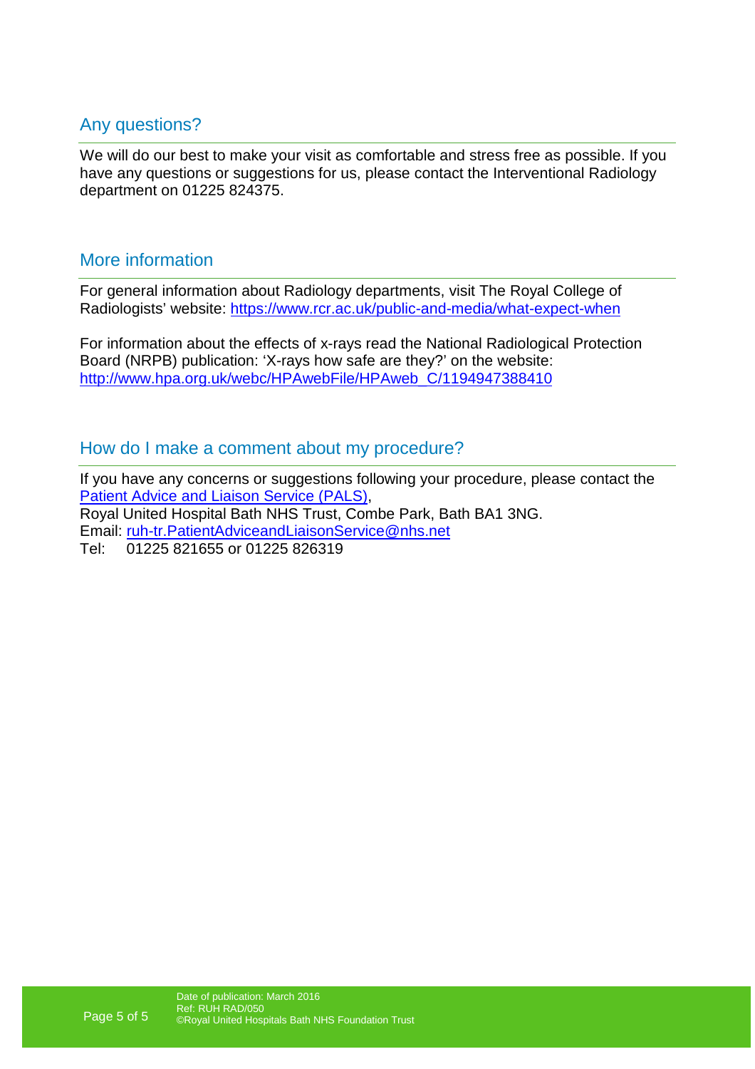## Any questions?

We will do our best to make your visit as comfortable and stress free as possible. If you have any questions or suggestions for us, please contact the Interventional Radiology department on 01225 824375.

## More information

For general information about Radiology departments, visit The Royal College of Radiologists' website: [https://www.rcr.ac.uk/public-and-media/what-expect-when](https://www.rcr.ac.uk/public-and-media/what-expect-when)

For information about the effects of x-rays read the National Radiological Protection Board (NRPB) publication: 'X-rays how safe are they?' on the website: [http://www.hpa.org.uk/webc/HPAwebFile/HPAweb_C/1194947388410](http://www.hpa.org.uk/webc/HPAwebFile/HPAweb_C/1194947388410)

## How do I make a comment about my procedure?

If you have any concerns or suggestions following your procedure, please contact the [Patient Advice and Liaison Service (PALS)](#),
Royal United Hospital Bath NHS Trust, Combe Park, Bath BA1 3NG.
Email: [ruh-tr.PatientAdviceandLiaisonService@nhs.net](mailto:ruh-tr.PatientAdviceandLiaisonService@nhs.net)
Tel: 01225 821655 or 01225 826319

Date of publication: March 2016
Ref: RUH RAD/050
©Royal United Hospitals Bath NHS Foundation Trust